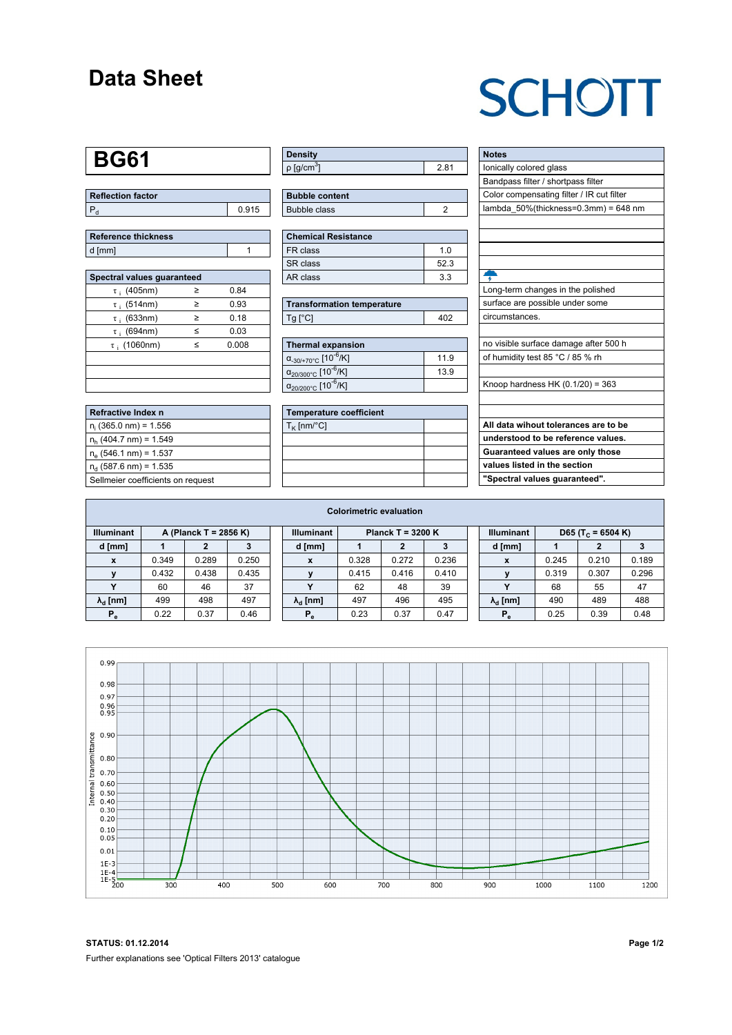# Data Sheet

SCHOTT

## BG61

| Reflection factor | |
|---|---|
| $P_d$ | 0.915 |

| Reference thickness | |
|---|---|
| d [mm] | 1 |

| Spectral values guaranteed | | |
|---|---|---|
| $\tau_i$ (405nm) | ≥ | 0.84 |
| $\tau_i$ (514nm) | ≥ | 0.93 |
| $\tau_i$ (633nm) | ≥ | 0.18 |
| $\tau_i$ (694nm) | ≤ | 0.03 |
| $\tau_i$ (1060nm) | ≤ | 0.008 |

| Refractive Index n |
|---|
| $n_i$ (365.0 nm) = 1.556 |
| $n_h$ (404.7 nm) = 1.549 |
| $n_e$ (546.1 nm) = 1.537 |
| $n_d$ (587.6 nm) = 1.535 |
| Sellmeier coefficients on request |

| Density | |
|---|---|
| ρ [g/cm³] | 2.81 |

| Bubble content | |
|---|---|
| Bubble class | 2 |

| Chemical Resistance | |
|---|---|
| FR class | 1.0 |
| SR class | 52.3 |
| AR class | 3.3 |

| Transformation temperature | |
|---|---|
| Tg [°C] | 402 |

| Thermal expansion | |
|---|---|
| $\alpha_{-30/+70°C}$ [$10^{-6}$/K] | 11.9 |
| $\alpha_{20/300°C}$ [$10^{-6}$/K] | 13.9 |
| $\alpha_{20/200°C}$ [$10^{-6}$/K] | |

| Temperature coefficient | |
|---|---|
| $T_K$ [nm/°C] | |

| Notes |
|---|
| Ionically colored glass |
| Bandpass filter / shortpass filter |
| Color compensating filter / IR cut filter |
| lambda_50%(thickness=0.3mm) = 648 nm |
| Long-term changes in the polished surface are possible under some circumstances. |
| no visible surface damage after 500 h of humidity test 85 °C / 85 % rh |
| Knoop hardness HK (0.1/20) = 363 |
| **All data wihout tolerances are to be understood to be reference values. Guaranteed values are only those values listed in the section "Spectral values guaranteed".** |

### Colorimetric evaluation

| Illuminant | A (Planck T = 2856 K) | | | Illuminant | Planck T = 3200 K | | | Illuminant | D65 ($T_c$ = 6504 K) | | |
|---|---|---|---|---|---|---|---|---|---|---|---|
| d [mm] | 1 | 2 | 3 | d [mm] | 1 | 2 | 3 | d [mm] | 1 | 2 | 3 |
| x | 0.349 | 0.289 | 0.250 | x | 0.328 | 0.272 | 0.236 | x | 0.245 | 0.210 | 0.189 |
| y | 0.432 | 0.438 | 0.435 | y | 0.415 | 0.416 | 0.410 | y | 0.319 | 0.307 | 0.296 |
| Y | 60 | 46 | 37 | Y | 62 | 48 | 39 | Y | 68 | 55 | 47 |
| $\lambda_d$ [nm] | 499 | 498 | 497 | $\lambda_d$ [nm] | 497 | 496 | 495 | $\lambda_d$ [nm] | 490 | 489 | 488 |
| $P_e$ | 0.22 | 0.37 | 0.46 | $P_e$ | 0.23 | 0.37 | 0.47 | $P_e$ | 0.25 | 0.39 | 0.48 |

**STATUS: 01.12.2014**

Further explanations see 'Optical Filters 2013' catalogue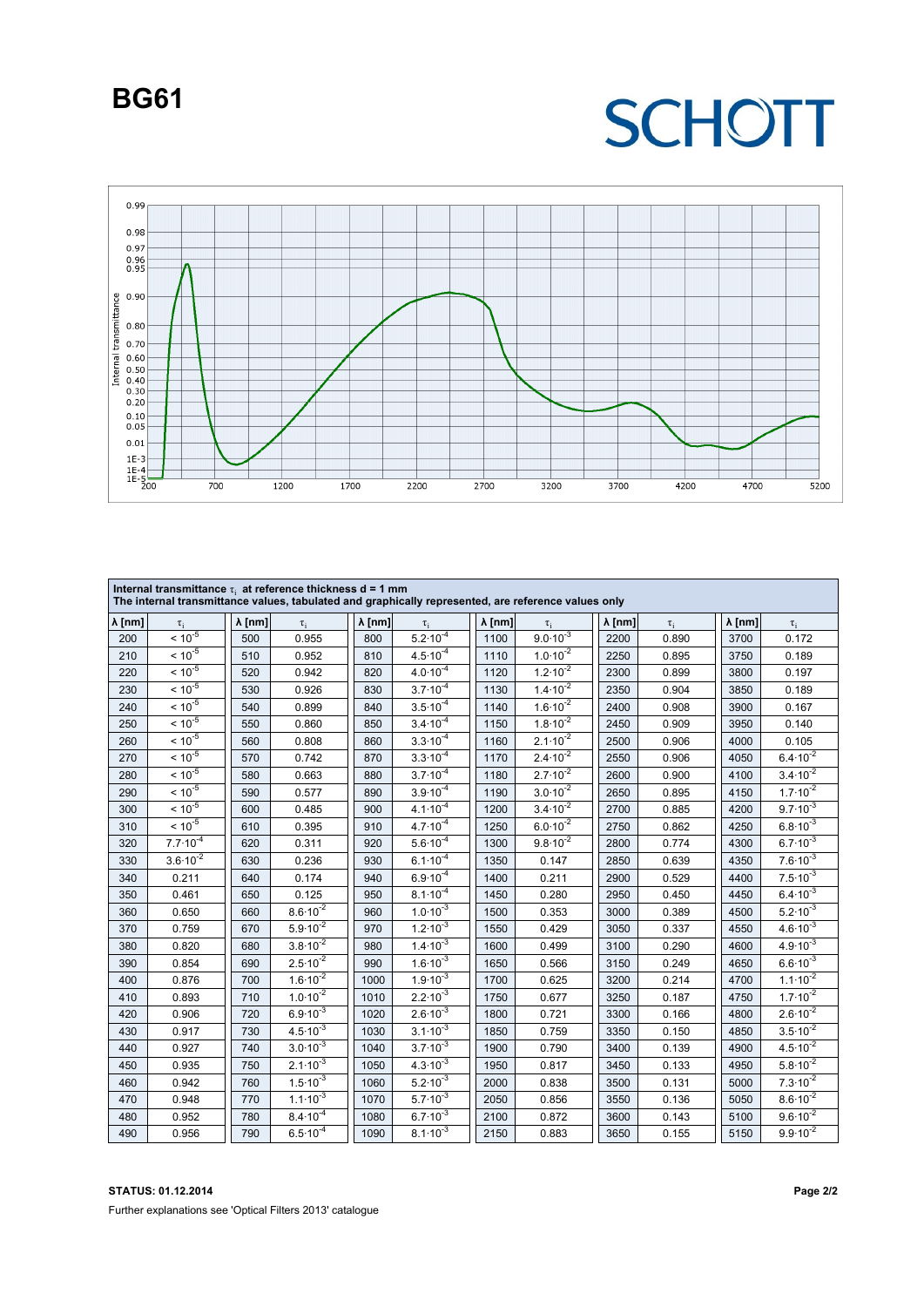# BG61

SCHOTT

Internal transmittance

0.99
0.98
0.97
0.96
0.95
0.90
0.80
0.70
0.60
0.50
0.40
0.30
0.20
0.10
0.05
0.01
1E-3
1E-4
1E-5

200 700 1200 1700 2200 2700 3200 3700 4200 4700 5200

**Internal transmittance $\tau_i$ at reference thickness d = 1 mm**
**The internal transmittance values, tabulated and graphically represented, are reference values only**

| λ [nm] | $\tau_i$ | λ [nm] | $\tau_i$ | λ [nm] | $\tau_i$ | λ [nm] | $\tau_i$ | λ [nm] | $\tau_i$ | λ [nm] | $\tau_i$ |
|---|---|---|---|---|---|---|---|---|---|---|---|
| 200 | $< 10^{-5}$ | 500 | 0.955 | 800 | $5.2 \cdot 10^{-4}$ | 1100 | $9.0 \cdot 10^{-3}$ | 2200 | 0.890 | 3700 | 0.172 |
| 210 | $< 10^{-5}$ | 510 | 0.952 | 810 | $4.5 \cdot 10^{-4}$ | 1110 | $1.0 \cdot 10^{-2}$ | 2250 | 0.895 | 3750 | 0.189 |
| 220 | $< 10^{-5}$ | 520 | 0.942 | 820 | $4.0 \cdot 10^{-4}$ | 1120 | $1.2 \cdot 10^{-2}$ | 2300 | 0.899 | 3800 | 0.197 |
| 230 | $< 10^{-5}$ | 530 | 0.926 | 830 | $3.7 \cdot 10^{-4}$ | 1130 | $1.4 \cdot 10^{-2}$ | 2350 | 0.904 | 3850 | 0.189 |
| 240 | $< 10^{-5}$ | 540 | 0.899 | 840 | $3.5 \cdot 10^{-4}$ | 1140 | $1.6 \cdot 10^{-2}$ | 2400 | 0.908 | 3900 | 0.167 |
| 250 | $< 10^{-5}$ | 550 | 0.860 | 850 | $3.4 \cdot 10^{-4}$ | 1150 | $1.8 \cdot 10^{-2}$ | 2450 | 0.909 | 3950 | 0.140 |
| 260 | $< 10^{-5}$ | 560 | 0.808 | 860 | $3.3 \cdot 10^{-4}$ | 1160 | $2.1 \cdot 10^{-2}$ | 2500 | 0.906 | 4000 | 0.105 |
| 270 | $< 10^{-5}$ | 570 | 0.742 | 870 | $3.3 \cdot 10^{-4}$ | 1170 | $2.4 \cdot 10^{-2}$ | 2550 | 0.906 | 4050 | $6.4 \cdot 10^{-2}$ |
| 280 | $< 10^{-5}$ | 580 | 0.663 | 880 | $3.7 \cdot 10^{-4}$ | 1180 | $2.7 \cdot 10^{-2}$ | 2600 | 0.900 | 4100 | $3.4 \cdot 10^{-2}$ |
| 290 | $< 10^{-5}$ | 590 | 0.577 | 890 | $3.9 \cdot 10^{-4}$ | 1190 | $3.0 \cdot 10^{-2}$ | 2650 | 0.895 | 4150 | $1.7 \cdot 10^{-2}$ |
| 300 | $< 10^{-5}$ | 600 | 0.485 | 900 | $4.1 \cdot 10^{-4}$ | 1200 | $3.4 \cdot 10^{-2}$ | 2700 | 0.885 | 4200 | $9.7 \cdot 10^{-3}$ |
| 310 | $< 10^{-5}$ | 610 | 0.395 | 910 | $4.7 \cdot 10^{-4}$ | 1250 | $6.0 \cdot 10^{-2}$ | 2750 | 0.862 | 4250 | $6.8 \cdot 10^{-3}$ |
| 320 | $7.7 \cdot 10^{-4}$ | 620 | 0.311 | 920 | $5.6 \cdot 10^{-4}$ | 1300 | $9.8 \cdot 10^{-2}$ | 2800 | 0.774 | 4300 | $6.7 \cdot 10^{-3}$ |
| 330 | $3.6 \cdot 10^{-2}$ | 630 | 0.236 | 930 | $6.1 \cdot 10^{-4}$ | 1350 | 0.147 | 2850 | 0.639 | 4350 | $7.6 \cdot 10^{-3}$ |
| 340 | 0.211 | 640 | 0.174 | 940 | $6.9 \cdot 10^{-4}$ | 1400 | 0.211 | 2900 | 0.529 | 4400 | $7.5 \cdot 10^{-3}$ |
| 350 | 0.461 | 650 | 0.125 | 950 | $8.1 \cdot 10^{-4}$ | 1450 | 0.280 | 2950 | 0.450 | 4450 | $6.4 \cdot 10^{-3}$ |
| 360 | 0.650 | 660 | $8.6 \cdot 10^{-2}$ | 960 | $1.0 \cdot 10^{-3}$ | 1500 | 0.353 | 3000 | 0.389 | 4500 | $5.2 \cdot 10^{-3}$ |
| 370 | 0.759 | 670 | $5.9 \cdot 10^{-2}$ | 970 | $1.2 \cdot 10^{-3}$ | 1550 | 0.429 | 3050 | 0.337 | 4550 | $4.6 \cdot 10^{-3}$ |
| 380 | 0.820 | 680 | $3.8 \cdot 10^{-2}$ | 980 | $1.4 \cdot 10^{-3}$ | 1600 | 0.499 | 3100 | 0.290 | 4600 | $4.9 \cdot 10^{-3}$ |
| 390 | 0.854 | 690 | $2.5 \cdot 10^{-2}$ | 990 | $1.6 \cdot 10^{-3}$ | 1650 | 0.566 | 3150 | 0.249 | 4650 | $6.6 \cdot 10^{-3}$ |
| 400 | 0.876 | 700 | $1.6 \cdot 10^{-2}$ | 1000 | $1.9 \cdot 10^{-3}$ | 1700 | 0.625 | 3200 | 0.214 | 4700 | $1.1 \cdot 10^{-2}$ |
| 410 | 0.893 | 710 | $1.0 \cdot 10^{-2}$ | 1010 | $2.2 \cdot 10^{-3}$ | 1750 | 0.677 | 3250 | 0.187 | 4750 | $1.7 \cdot 10^{-2}$ |
| 420 | 0.906 | 720 | $6.9 \cdot 10^{-3}$ | 1020 | $2.6 \cdot 10^{-3}$ | 1800 | 0.721 | 3300 | 0.166 | 4800 | $2.6 \cdot 10^{-2}$ |
| 430 | 0.917 | 730 | $4.5 \cdot 10^{-3}$ | 1030 | $3.1 \cdot 10^{-3}$ | 1850 | 0.759 | 3350 | 0.150 | 4850 | $3.5 \cdot 10^{-2}$ |
| 440 | 0.927 | 740 | $3.0 \cdot 10^{-3}$ | 1040 | $3.7 \cdot 10^{-3}$ | 1900 | 0.790 | 3400 | 0.139 | 4900 | $4.5 \cdot 10^{-2}$ |
| 450 | 0.935 | 750 | $2.1 \cdot 10^{-3}$ | 1050 | $4.3 \cdot 10^{-3}$ | 1950 | 0.817 | 3450 | 0.133 | 4950 | $5.8 \cdot 10^{-2}$ |
| 460 | 0.942 | 760 | $1.5 \cdot 10^{-3}$ | 1060 | $5.2 \cdot 10^{-3}$ | 2000 | 0.838 | 3500 | 0.131 | 5000 | $7.3 \cdot 10^{-2}$ |
| 470 | 0.948 | 770 | $1.1 \cdot 10^{-3}$ | 1070 | $5.7 \cdot 10^{-3}$ | 2050 | 0.856 | 3550 | 0.136 | 5050 | $8.6 \cdot 10^{-2}$ |
| 480 | 0.952 | 780 | $8.4 \cdot 10^{-4}$ | 1080 | $6.7 \cdot 10^{-3}$ | 2100 | 0.872 | 3600 | 0.143 | 5100 | $9.6 \cdot 10^{-2}$ |
| 490 | 0.956 | 790 | $6.5 \cdot 10^{-4}$ | 1090 | $8.1 \cdot 10^{-3}$ | 2150 | 0.883 | 3650 | 0.155 | 5150 | $9.9 \cdot 10^{-2}$ |

**STATUS: 01.12.2014**

Further explanations see 'Optical Filters 2013' catalogue